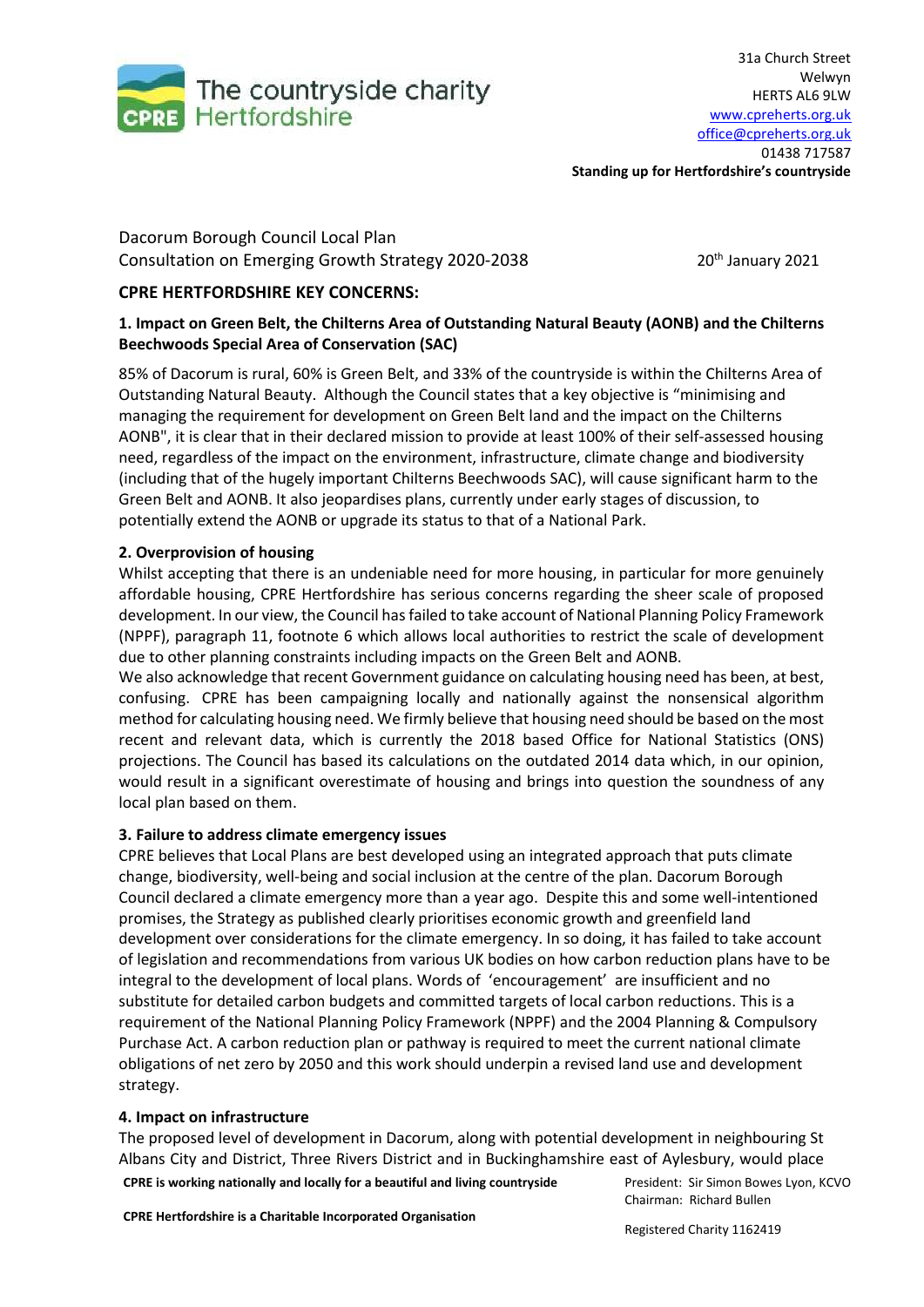The countryside charity
CPRE Hertfordshire

31a Church Street
Welwyn
HERTS AL6 9LW
www.cpreherts.org.uk
office@cpreherts.org.uk
01438 717587
**Standing up for Hertfordshire's countryside**

Dacorum Borough Council Local Plan
Consultation on Emerging Growth Strategy 2020-2038

20th January 2021

## CPRE HERTFORDSHIRE KEY CONCERNS:

### 1. Impact on Green Belt, the Chilterns Area of Outstanding Natural Beauty (AONB) and the Chilterns Beechwoods Special Area of Conservation (SAC)

85% of Dacorum is rural, 60% is Green Belt, and 33% of the countryside is within the Chilterns Area of Outstanding Natural Beauty. Although the Council states that a key objective is "minimising and managing the requirement for development on Green Belt land and the impact on the Chilterns AONB", it is clear that in their declared mission to provide at least 100% of their self-assessed housing need, regardless of the impact on the environment, infrastructure, climate change and biodiversity (including that of the hugely important Chilterns Beechwoods SAC), will cause significant harm to the Green Belt and AONB. It also jeopardises plans, currently under early stages of discussion, to potentially extend the AONB or upgrade its status to that of a National Park.

### 2. Overprovision of housing

Whilst accepting that there is an undeniable need for more housing, in particular for more genuinely affordable housing, CPRE Hertfordshire has serious concerns regarding the sheer scale of proposed development. In our view, the Council has failed to take account of National Planning Policy Framework (NPPF), paragraph 11, footnote 6 which allows local authorities to restrict the scale of development due to other planning constraints including impacts on the Green Belt and AONB.

We also acknowledge that recent Government guidance on calculating housing need has been, at best, confusing. CPRE has been campaigning locally and nationally against the nonsensical algorithm method for calculating housing need. We firmly believe that housing need should be based on the most recent and relevant data, which is currently the 2018 based Office for National Statistics (ONS) projections. The Council has based its calculations on the outdated 2014 data which, in our opinion, would result in a significant overestimate of housing and brings into question the soundness of any local plan based on them.

### 3. Failure to address climate emergency issues

CPRE believes that Local Plans are best developed using an integrated approach that puts climate change, biodiversity, well-being and social inclusion at the centre of the plan. Dacorum Borough Council declared a climate emergency more than a year ago. Despite this and some well-intentioned promises, the Strategy as published clearly prioritises economic growth and greenfield land development over considerations for the climate emergency. In so doing, it has failed to take account of legislation and recommendations from various UK bodies on how carbon reduction plans have to be integral to the development of local plans. Words of 'encouragement' are insufficient and no substitute for detailed carbon budgets and committed targets of local carbon reductions. This is a requirement of the National Planning Policy Framework (NPPF) and the 2004 Planning & Compulsory Purchase Act. A carbon reduction plan or pathway is required to meet the current national climate obligations of net zero by 2050 and this work should underpin a revised land use and development strategy.

### 4. Impact on infrastructure

The proposed level of development in Dacorum, along with potential development in neighbouring St Albans City and District, Three Rivers District and in Buckinghamshire east of Aylesbury, would place

**CPRE is working nationally and locally for a beautiful and living countryside**

**CPRE Hertfordshire is a Charitable Incorporated Organisation**

President: Sir Simon Bowes Lyon, KCVO
Chairman: Richard Bullen

Registered Charity 1162419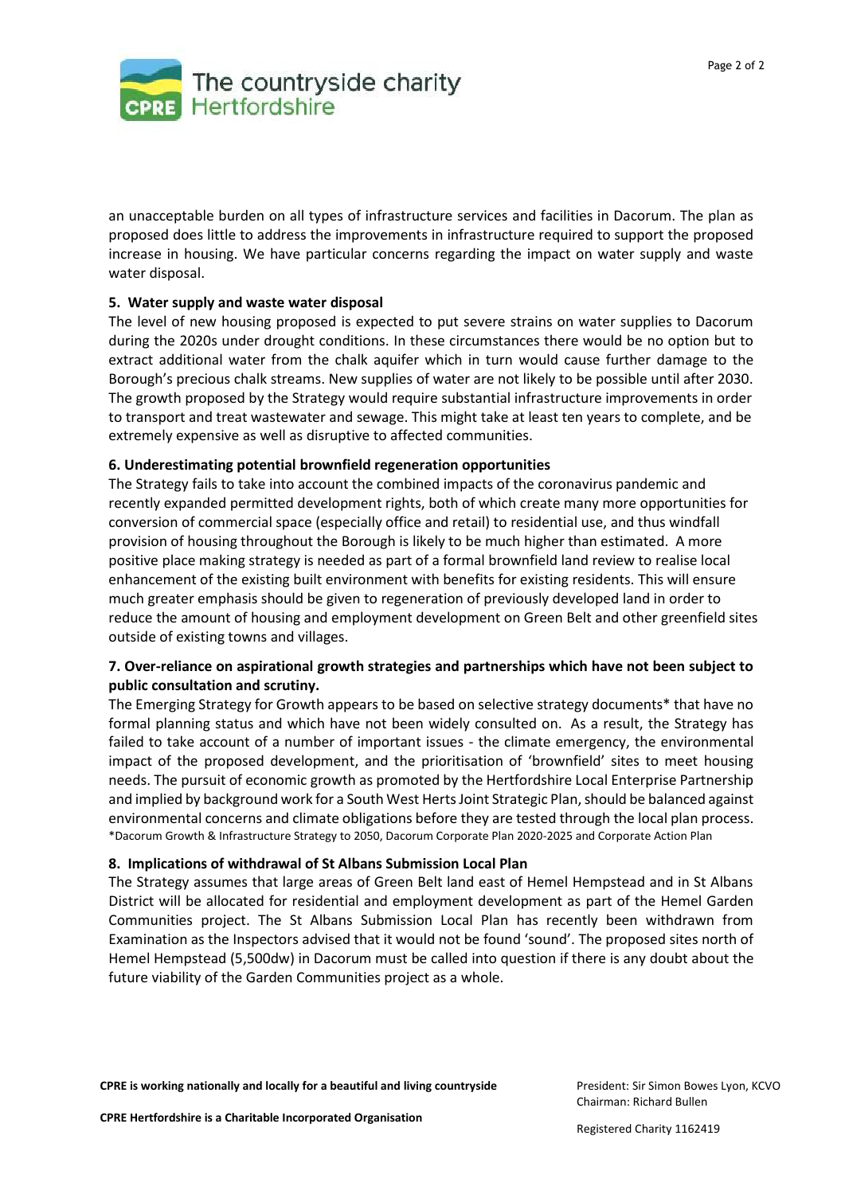an unacceptable burden on all types of infrastructure services and facilities in Dacorum. The plan as proposed does little to address the improvements in infrastructure required to support the proposed increase in housing. We have particular concerns regarding the impact on water supply and waste water disposal.

**5. Water supply and waste water disposal**

The level of new housing proposed is expected to put severe strains on water supplies to Dacorum during the 2020s under drought conditions. In these circumstances there would be no option but to extract additional water from the chalk aquifer which in turn would cause further damage to the Borough's precious chalk streams. New supplies of water are not likely to be possible until after 2030. The growth proposed by the Strategy would require substantial infrastructure improvements in order to transport and treat wastewater and sewage. This might take at least ten years to complete, and be extremely expensive as well as disruptive to affected communities.

**6. Underestimating potential brownfield regeneration opportunities**

The Strategy fails to take into account the combined impacts of the coronavirus pandemic and recently expanded permitted development rights, both of which create many more opportunities for conversion of commercial space (especially office and retail) to residential use, and thus windfall provision of housing throughout the Borough is likely to be much higher than estimated. A more positive place making strategy is needed as part of a formal brownfield land review to realise local enhancement of the existing built environment with benefits for existing residents. This will ensure much greater emphasis should be given to regeneration of previously developed land in order to reduce the amount of housing and employment development on Green Belt and other greenfield sites outside of existing towns and villages.

**7. Over-reliance on aspirational growth strategies and partnerships which have not been subject to public consultation and scrutiny.**

The Emerging Strategy for Growth appears to be based on selective strategy documents* that have no formal planning status and which have not been widely consulted on. As a result, the Strategy has failed to take account of a number of important issues - the climate emergency, the environmental impact of the proposed development, and the prioritisation of 'brownfield' sites to meet housing needs. The pursuit of economic growth as promoted by the Hertfordshire Local Enterprise Partnership and implied by background work for a South West Herts Joint Strategic Plan, should be balanced against environmental concerns and climate obligations before they are tested through the local plan process.

*Dacorum Growth & Infrastructure Strategy to 2050, Dacorum Corporate Plan 2020-2025 and Corporate Action Plan

**8. Implications of withdrawal of St Albans Submission Local Plan**

The Strategy assumes that large areas of Green Belt land east of Hemel Hempstead and in St Albans District will be allocated for residential and employment development as part of the Hemel Garden Communities project. The St Albans Submission Local Plan has recently been withdrawn from Examination as the Inspectors advised that it would not be found 'sound'. The proposed sites north of Hemel Hempstead (5,500dw) in Dacorum must be called into question if there is any doubt about the future viability of the Garden Communities project as a whole.